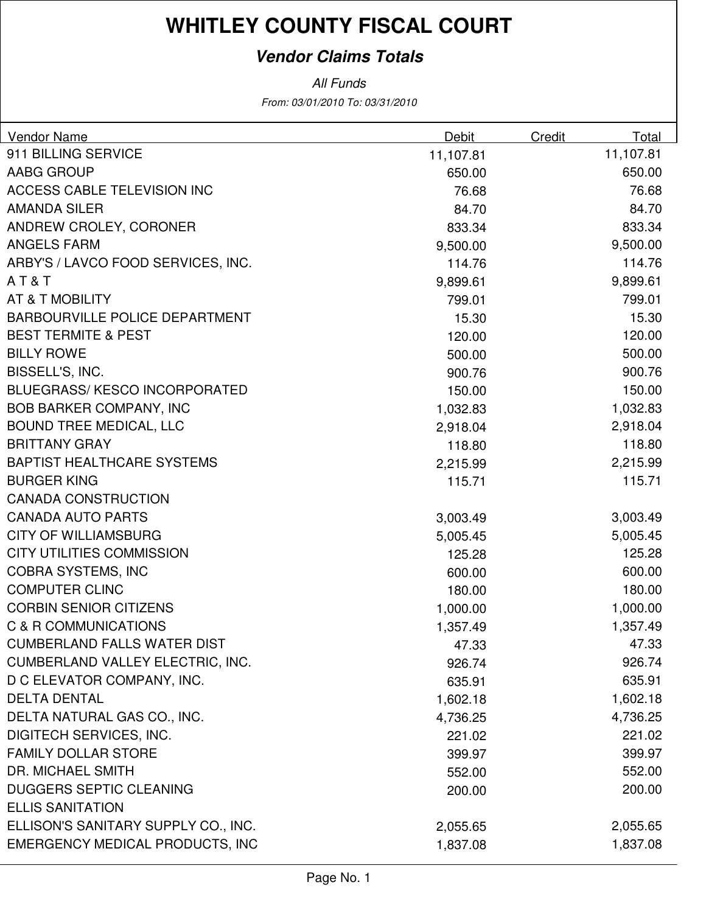# WHITLEY COUNTY FISCAL COURT

## *Vendor Claims Totals*

*All Funds*

*From: 03/01/2010 To: 03/31/2010*

| Vendor Name | Debit | Credit | Total |
|---|---|---|---|
| 911 BILLING SERVICE | 11,107.81 | | 11,107.81 |
| AABG GROUP | 650.00 | | 650.00 |
| ACCESS CABLE TELEVISION INC | 76.68 | | 76.68 |
| AMANDA SILER | 84.70 | | 84.70 |
| ANDREW CROLEY, CORONER | 833.34 | | 833.34 |
| ANGELS FARM | 9,500.00 | | 9,500.00 |
| ARBY'S / LAVCO FOOD SERVICES, INC. | 114.76 | | 114.76 |
| A T & T | 9,899.61 | | 9,899.61 |
| AT & T MOBILITY | 799.01 | | 799.01 |
| BARBOURVILLE POLICE DEPARTMENT | 15.30 | | 15.30 |
| BEST TERMITE & PEST | 120.00 | | 120.00 |
| BILLY ROWE | 500.00 | | 500.00 |
| BISSELL'S, INC. | 900.76 | | 900.76 |
| BLUEGRASS/ KESCO INCORPORATED | 150.00 | | 150.00 |
| BOB BARKER COMPANY, INC | 1,032.83 | | 1,032.83 |
| BOUND TREE MEDICAL, LLC | 2,918.04 | | 2,918.04 |
| BRITTANY GRAY | 118.80 | | 118.80 |
| BAPTIST HEALTHCARE SYSTEMS | 2,215.99 | | 2,215.99 |
| BURGER KING | 115.71 | | 115.71 |
| CANADA CONSTRUCTION | | | |
| CANADA AUTO PARTS | 3,003.49 | | 3,003.49 |
| CITY OF WILLIAMSBURG | 5,005.45 | | 5,005.45 |
| CITY UTILITIES COMMISSION | 125.28 | | 125.28 |
| COBRA SYSTEMS, INC | 600.00 | | 600.00 |
| COMPUTER CLINC | 180.00 | | 180.00 |
| CORBIN SENIOR CITIZENS | 1,000.00 | | 1,000.00 |
| C & R COMMUNICATIONS | 1,357.49 | | 1,357.49 |
| CUMBERLAND FALLS WATER DIST | 47.33 | | 47.33 |
| CUMBERLAND VALLEY ELECTRIC, INC. | 926.74 | | 926.74 |
| D C ELEVATOR COMPANY, INC. | 635.91 | | 635.91 |
| DELTA DENTAL | 1,602.18 | | 1,602.18 |
| DELTA NATURAL GAS CO., INC. | 4,736.25 | | 4,736.25 |
| DIGITECH SERVICES, INC. | 221.02 | | 221.02 |
| FAMILY DOLLAR STORE | 399.97 | | 399.97 |
| DR. MICHAEL SMITH | 552.00 | | 552.00 |
| DUGGERS SEPTIC CLEANING | 200.00 | | 200.00 |
| ELLIS SANITATION | | | |
| ELLISON'S SANITARY SUPPLY CO., INC. | 2,055.65 | | 2,055.65 |
| EMERGENCY MEDICAL PRODUCTS, INC | 1,837.08 | | 1,837.08 |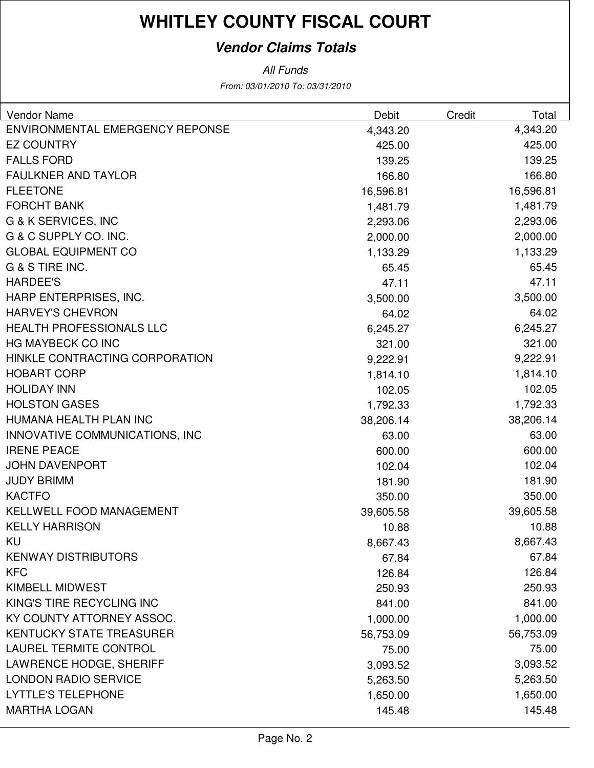# WHITLEY COUNTY FISCAL COURT

## *Vendor Claims Totals*

*All Funds*

*From: 03/01/2010 To: 03/31/2010*

| Vendor Name | Debit | Credit | Total |
|---|---|---|---|
| ENVIRONMENTAL EMERGENCY REPONSE | 4,343.20 | | 4,343.20 |
| EZ COUNTRY | 425.00 | | 425.00 |
| FALLS FORD | 139.25 | | 139.25 |
| FAULKNER AND TAYLOR | 166.80 | | 166.80 |
| FLEETONE | 16,596.81 | | 16,596.81 |
| FORCHT BANK | 1,481.79 | | 1,481.79 |
| G & K SERVICES, INC | 2,293.06 | | 2,293.06 |
| G & C SUPPLY CO. INC. | 2,000.00 | | 2,000.00 |
| GLOBAL EQUIPMENT CO | 1,133.29 | | 1,133.29 |
| G & S TIRE INC. | 65.45 | | 65.45 |
| HARDEE'S | 47.11 | | 47.11 |
| HARP ENTERPRISES, INC. | 3,500.00 | | 3,500.00 |
| HARVEY'S CHEVRON | 64.02 | | 64.02 |
| HEALTH PROFESSIONALS LLC | 6,245.27 | | 6,245.27 |
| HG MAYBECK CO INC | 321.00 | | 321.00 |
| HINKLE CONTRACTING CORPORATION | 9,222.91 | | 9,222.91 |
| HOBART CORP | 1,814.10 | | 1,814.10 |
| HOLIDAY INN | 102.05 | | 102.05 |
| HOLSTON GASES | 1,792.33 | | 1,792.33 |
| HUMANA HEALTH PLAN INC | 38,206.14 | | 38,206.14 |
| INNOVATIVE COMMUNICATIONS, INC | 63.00 | | 63.00 |
| IRENE PEACE | 600.00 | | 600.00 |
| JOHN DAVENPORT | 102.04 | | 102.04 |
| JUDY BRIMM | 181.90 | | 181.90 |
| KACTFO | 350.00 | | 350.00 |
| KELLWELL FOOD MANAGEMENT | 39,605.58 | | 39,605.58 |
| KELLY HARRISON | 10.88 | | 10.88 |
| KU | 8,667.43 | | 8,667.43 |
| KENWAY DISTRIBUTORS | 67.84 | | 67.84 |
| KFC | 126.84 | | 126.84 |
| KIMBELL MIDWEST | 250.93 | | 250.93 |
| KING'S TIRE RECYCLING INC | 841.00 | | 841.00 |
| KY COUNTY ATTORNEY ASSOC. | 1,000.00 | | 1,000.00 |
| KENTUCKY STATE TREASURER | 56,753.09 | | 56,753.09 |
| LAUREL TERMITE CONTROL | 75.00 | | 75.00 |
| LAWRENCE HODGE, SHERIFF | 3,093.52 | | 3,093.52 |
| LONDON RADIO SERVICE | 5,263.50 | | 5,263.50 |
| LYTTLE'S TELEPHONE | 1,650.00 | | 1,650.00 |
| MARTHA LOGAN | 145.48 | | 145.48 |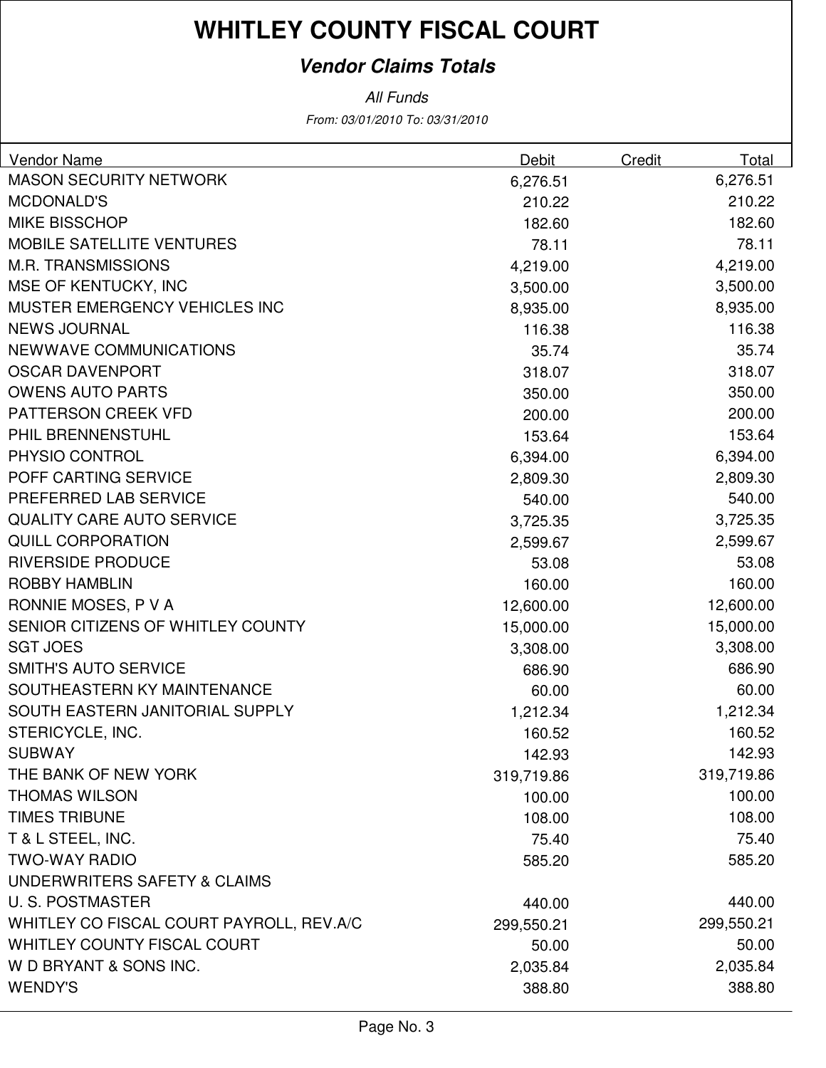# WHITLEY COUNTY FISCAL COURT

## *Vendor Claims Totals*

*All Funds*

*From: 03/01/2010 To: 03/31/2010*

| Vendor Name | Debit | Credit | Total |
|---|---|---|---|
| MASON SECURITY NETWORK | 6,276.51 | | 6,276.51 |
| MCDONALD'S | 210.22 | | 210.22 |
| MIKE BISSCHOP | 182.60 | | 182.60 |
| MOBILE SATELLITE VENTURES | 78.11 | | 78.11 |
| M.R. TRANSMISSIONS | 4,219.00 | | 4,219.00 |
| MSE OF KENTUCKY, INC | 3,500.00 | | 3,500.00 |
| MUSTER EMERGENCY VEHICLES INC | 8,935.00 | | 8,935.00 |
| NEWS JOURNAL | 116.38 | | 116.38 |
| NEWWAVE COMMUNICATIONS | 35.74 | | 35.74 |
| OSCAR DAVENPORT | 318.07 | | 318.07 |
| OWENS AUTO PARTS | 350.00 | | 350.00 |
| PATTERSON CREEK VFD | 200.00 | | 200.00 |
| PHIL BRENNENSTUHL | 153.64 | | 153.64 |
| PHYSIO CONTROL | 6,394.00 | | 6,394.00 |
| POFF CARTING SERVICE | 2,809.30 | | 2,809.30 |
| PREFERRED LAB SERVICE | 540.00 | | 540.00 |
| QUALITY CARE AUTO SERVICE | 3,725.35 | | 3,725.35 |
| QUILL CORPORATION | 2,599.67 | | 2,599.67 |
| RIVERSIDE PRODUCE | 53.08 | | 53.08 |
| ROBBY HAMBLIN | 160.00 | | 160.00 |
| RONNIE MOSES, P V A | 12,600.00 | | 12,600.00 |
| SENIOR CITIZENS OF WHITLEY COUNTY | 15,000.00 | | 15,000.00 |
| SGT JOES | 3,308.00 | | 3,308.00 |
| SMITH'S AUTO SERVICE | 686.90 | | 686.90 |
| SOUTHEASTERN KY MAINTENANCE | 60.00 | | 60.00 |
| SOUTH EASTERN JANITORIAL SUPPLY | 1,212.34 | | 1,212.34 |
| STERICYCLE, INC. | 160.52 | | 160.52 |
| SUBWAY | 142.93 | | 142.93 |
| THE BANK OF NEW YORK | 319,719.86 | | 319,719.86 |
| THOMAS WILSON | 100.00 | | 100.00 |
| TIMES TRIBUNE | 108.00 | | 108.00 |
| T & L STEEL, INC. | 75.40 | | 75.40 |
| TWO-WAY RADIO | 585.20 | | 585.20 |
| UNDERWRITERS SAFETY & CLAIMS | | | |
| U. S. POSTMASTER | 440.00 | | 440.00 |
| WHITLEY CO FISCAL COURT PAYROLL, REV.A/C | 299,550.21 | | 299,550.21 |
| WHITLEY COUNTY FISCAL COURT | 50.00 | | 50.00 |
| W D BRYANT & SONS INC. | 2,035.84 | | 2,035.84 |
| WENDY'S | 388.80 | | 388.80 |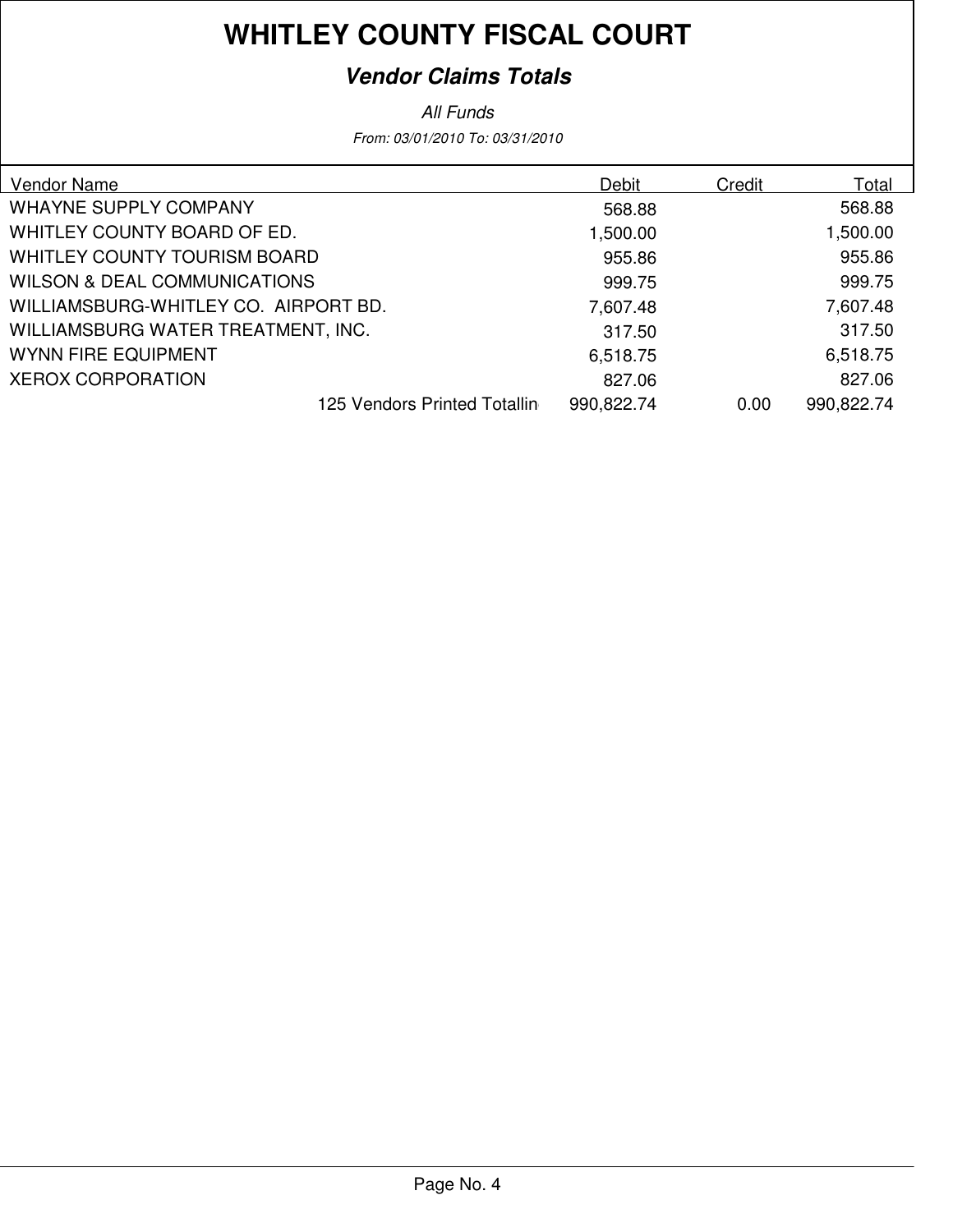# WHITLEY COUNTY FISCAL COURT

## *Vendor Claims Totals*

*All Funds*

*From: 03/01/2010 To: 03/31/2010*

| Vendor Name | Debit | Credit | Total |
|---|---|---|---|
| WHAYNE SUPPLY COMPANY | 568.88 | | 568.88 |
| WHITLEY COUNTY BOARD OF ED. | 1,500.00 | | 1,500.00 |
| WHITLEY COUNTY TOURISM BOARD | 955.86 | | 955.86 |
| WILSON & DEAL COMMUNICATIONS | 999.75 | | 999.75 |
| WILLIAMSBURG-WHITLEY CO. AIRPORT BD. | 7,607.48 | | 7,607.48 |
| WILLIAMSBURG WATER TREATMENT, INC. | 317.50 | | 317.50 |
| WYNN FIRE EQUIPMENT | 6,518.75 | | 6,518.75 |
| XEROX CORPORATION | 827.06 | | 827.06 |
| 125 Vendors Printed Totallin | 990,822.74 | 0.00 | 990,822.74 |